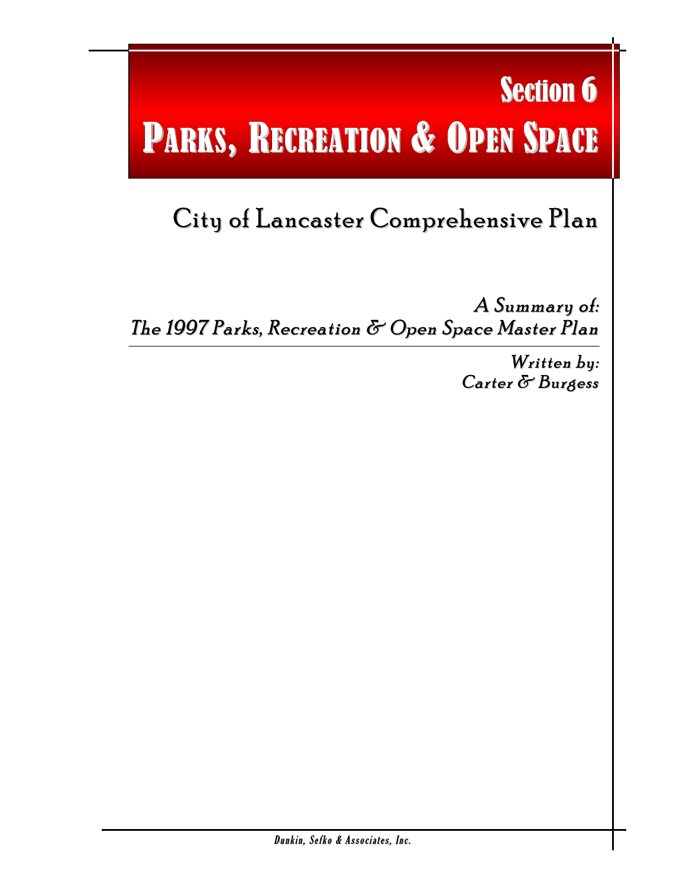# Section 6

# PARKS, RECREATION & OPEN SPACE

## City of Lancaster Comprehensive Plan

*A Summary of:*
*The 1997 Parks, Recreation & Open Space Master Plan*

---

*Written by:*
*Carter & Burgess*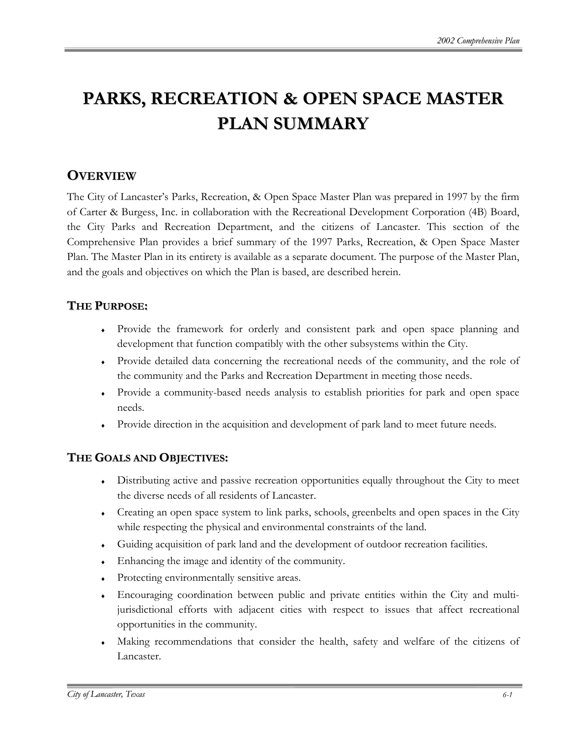# PARKS, RECREATION & OPEN SPACE MASTER PLAN SUMMARY

## OVERVIEW

The City of Lancaster's Parks, Recreation, & Open Space Master Plan was prepared in 1997 by the firm of Carter & Burgess, Inc. in collaboration with the Recreational Development Corporation (4B) Board, the City Parks and Recreation Department, and the citizens of Lancaster. This section of the Comprehensive Plan provides a brief summary of the 1997 Parks, Recreation, & Open Space Master Plan. The Master Plan in its entirety is available as a separate document. The purpose of the Master Plan, and the goals and objectives on which the Plan is based, are described herein.

## THE PURPOSE:

- Provide the framework for orderly and consistent park and open space planning and development that function compatibly with the other subsystems within the City.
- Provide detailed data concerning the recreational needs of the community, and the role of the community and the Parks and Recreation Department in meeting those needs.
- Provide a community-based needs analysis to establish priorities for park and open space needs.
- Provide direction in the acquisition and development of park land to meet future needs.

## THE GOALS AND OBJECTIVES:

- Distributing active and passive recreation opportunities equally throughout the City to meet the diverse needs of all residents of Lancaster.
- Creating an open space system to link parks, schools, greenbelts and open spaces in the City while respecting the physical and environmental constraints of the land.
- Guiding acquisition of park land and the development of outdoor recreation facilities.
- Enhancing the image and identity of the community.
- Protecting environmentally sensitive areas.
- Encouraging coordination between public and private entities within the City and multi-jurisdictional efforts with adjacent cities with respect to issues that affect recreational opportunities in the community.
- Making recommendations that consider the health, safety and welfare of the citizens of Lancaster.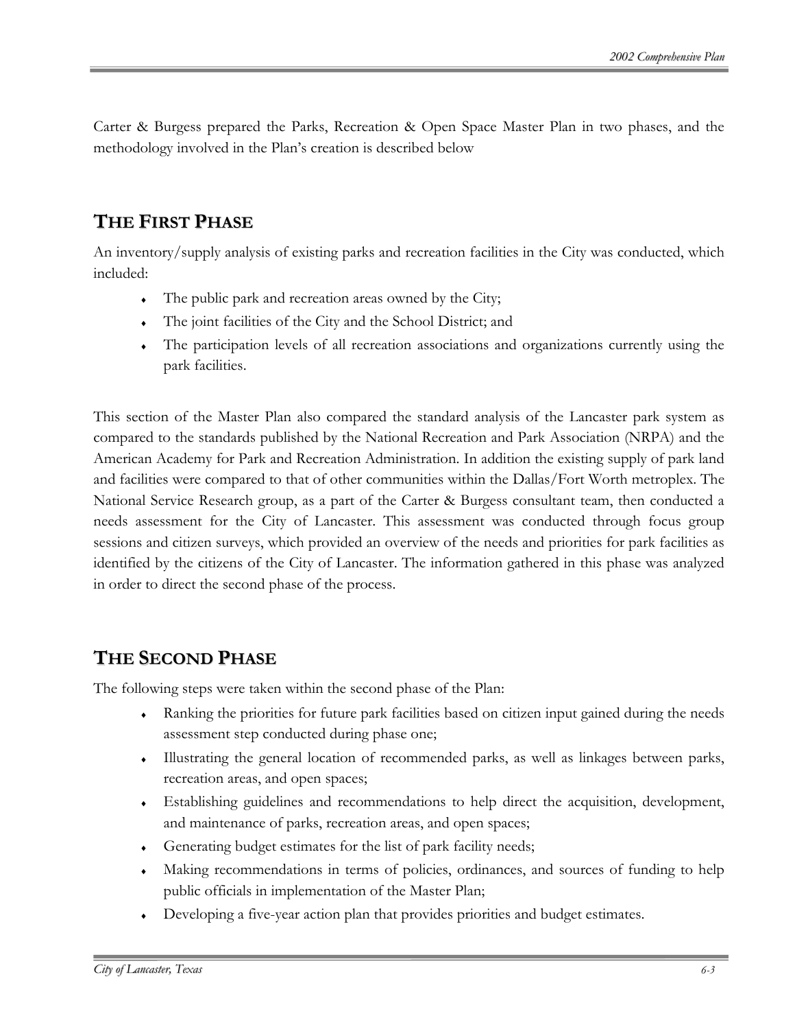Carter & Burgess prepared the Parks, Recreation & Open Space Master Plan in two phases, and the methodology involved in the Plan's creation is described below

## THE FIRST PHASE

An inventory/supply analysis of existing parks and recreation facilities in the City was conducted, which included:

- The public park and recreation areas owned by the City;
- The joint facilities of the City and the School District; and
- The participation levels of all recreation associations and organizations currently using the park facilities.

This section of the Master Plan also compared the standard analysis of the Lancaster park system as compared to the standards published by the National Recreation and Park Association (NRPA) and the American Academy for Park and Recreation Administration. In addition the existing supply of park land and facilities were compared to that of other communities within the Dallas/Fort Worth metroplex. The National Service Research group, as a part of the Carter & Burgess consultant team, then conducted a needs assessment for the City of Lancaster. This assessment was conducted through focus group sessions and citizen surveys, which provided an overview of the needs and priorities for park facilities as identified by the citizens of the City of Lancaster. The information gathered in this phase was analyzed in order to direct the second phase of the process.

## THE SECOND PHASE

The following steps were taken within the second phase of the Plan:

- Ranking the priorities for future park facilities based on citizen input gained during the needs assessment step conducted during phase one;
- Illustrating the general location of recommended parks, as well as linkages between parks, recreation areas, and open spaces;
- Establishing guidelines and recommendations to help direct the acquisition, development, and maintenance of parks, recreation areas, and open spaces;
- Generating budget estimates for the list of park facility needs;
- Making recommendations in terms of policies, ordinances, and sources of funding to help public officials in implementation of the Master Plan;
- Developing a five-year action plan that provides priorities and budget estimates.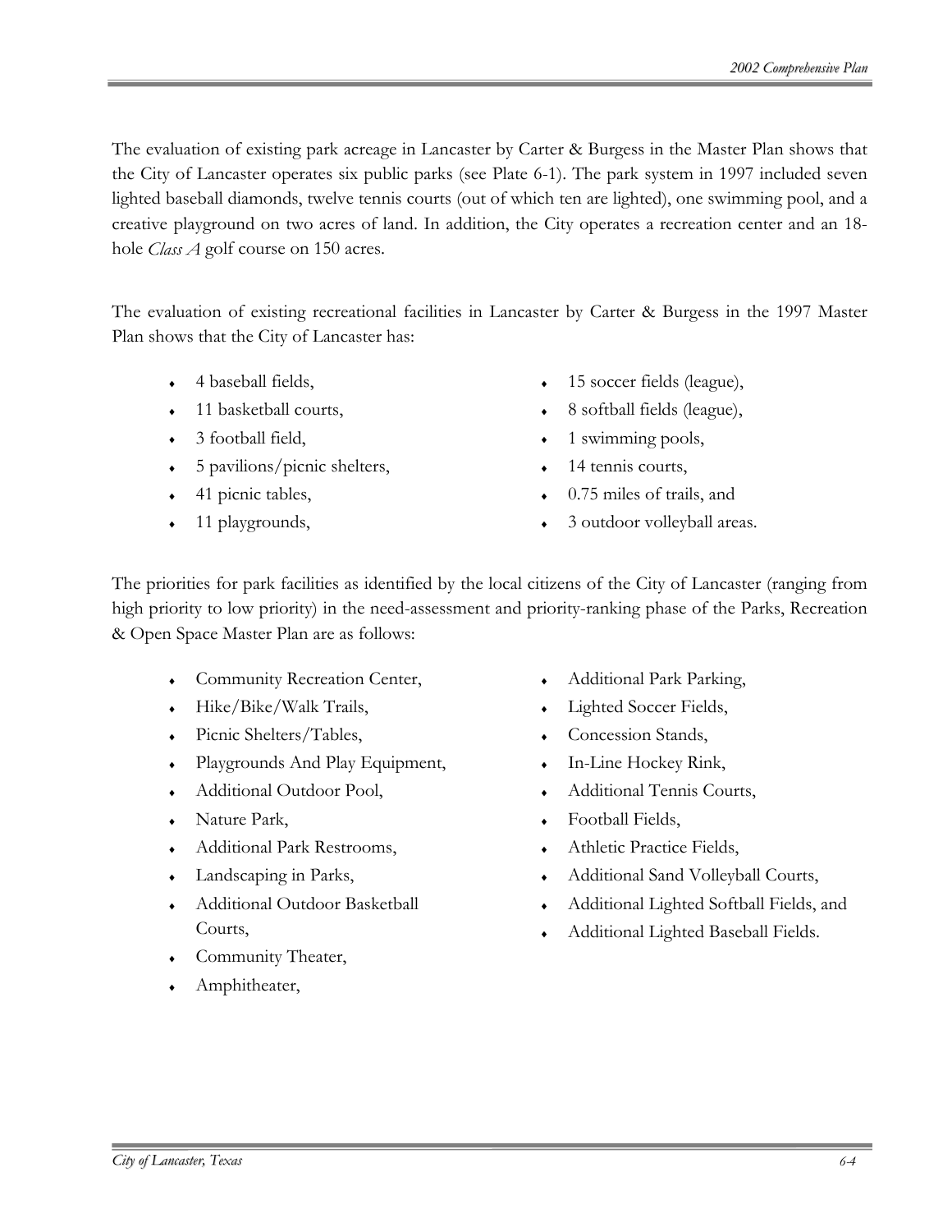The evaluation of existing park acreage in Lancaster by Carter & Burgess in the Master Plan shows that the City of Lancaster operates six public parks (see Plate 6-1). The park system in 1997 included seven lighted baseball diamonds, twelve tennis courts (out of which ten are lighted), one swimming pool, and a creative playground on two acres of land. In addition, the City operates a recreation center and an 18-hole *Class A* golf course on 150 acres.

The evaluation of existing recreational facilities in Lancaster by Carter & Burgess in the 1997 Master Plan shows that the City of Lancaster has:

- 4 baseball fields,
- 11 basketball courts,
- 3 football field,
- 5 pavilions/picnic shelters,
- 41 picnic tables,
- 11 playgrounds,
- 15 soccer fields (league),
- 8 softball fields (league),
- 1 swimming pools,
- 14 tennis courts,
- 0.75 miles of trails, and
- 3 outdoor volleyball areas.

The priorities for park facilities as identified by the local citizens of the City of Lancaster (ranging from high priority to low priority) in the need-assessment and priority-ranking phase of the Parks, Recreation & Open Space Master Plan are as follows:

- Community Recreation Center,
- Hike/Bike/Walk Trails,
- Picnic Shelters/Tables,
- Playgrounds And Play Equipment,
- Additional Outdoor Pool,
- Nature Park,
- Additional Park Restrooms,
- Landscaping in Parks,
- Additional Outdoor Basketball Courts,
- Community Theater,
- Amphitheater,
- Additional Park Parking,
- Lighted Soccer Fields,
- Concession Stands,
- In-Line Hockey Rink,
- Additional Tennis Courts,
- Football Fields,
- Athletic Practice Fields,
- Additional Sand Volleyball Courts,
- Additional Lighted Softball Fields, and
- Additional Lighted Baseball Fields.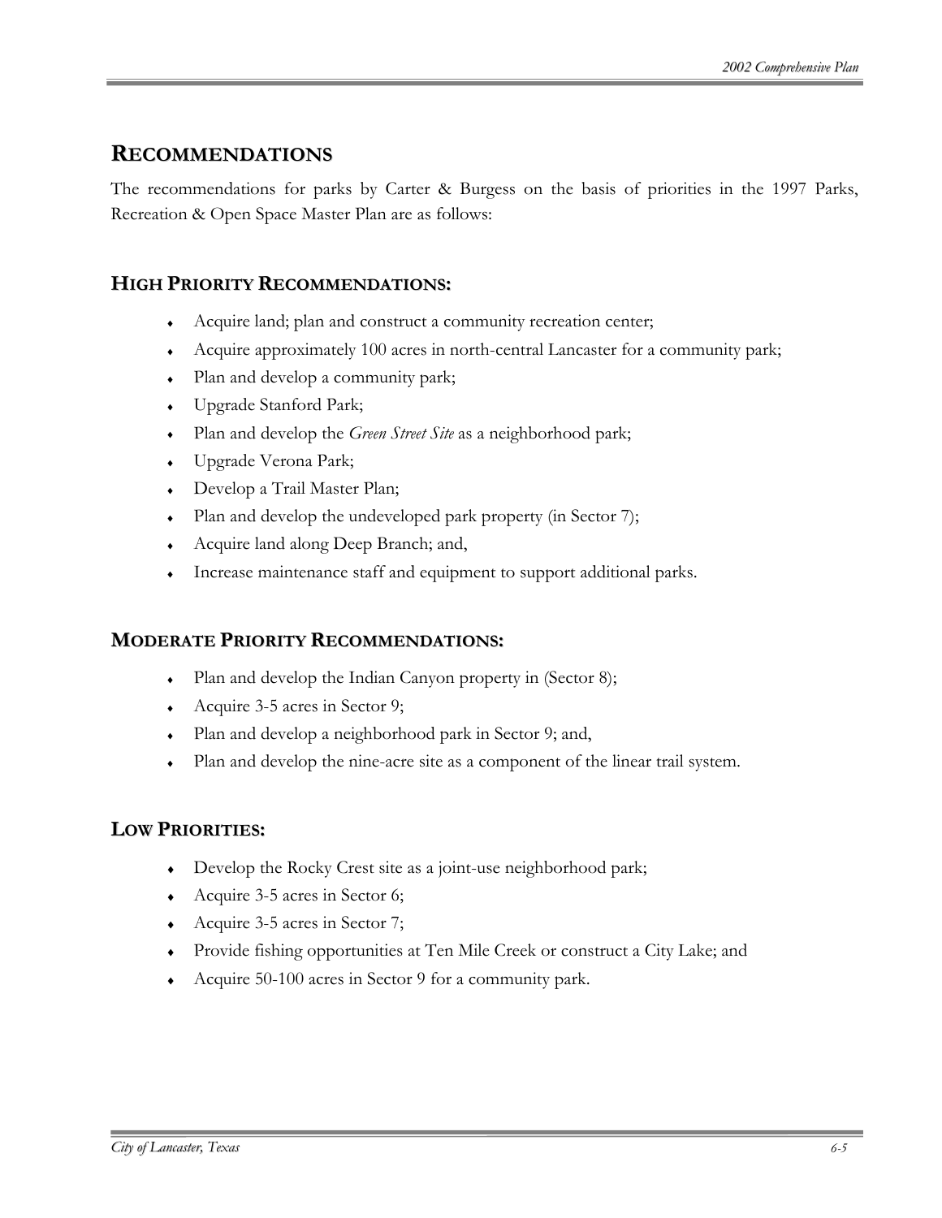## RECOMMENDATIONS

The recommendations for parks by Carter & Burgess on the basis of priorities in the 1997 Parks, Recreation & Open Space Master Plan are as follows:

### HIGH PRIORITY RECOMMENDATIONS:

- Acquire land; plan and construct a community recreation center;
- Acquire approximately 100 acres in north-central Lancaster for a community park;
- Plan and develop a community park;
- Upgrade Stanford Park;
- Plan and develop the *Green Street Site* as a neighborhood park;
- Upgrade Verona Park;
- Develop a Trail Master Plan;
- Plan and develop the undeveloped park property (in Sector 7);
- Acquire land along Deep Branch; and,
- Increase maintenance staff and equipment to support additional parks.

### MODERATE PRIORITY RECOMMENDATIONS:

- Plan and develop the Indian Canyon property in (Sector 8);
- Acquire 3-5 acres in Sector 9;
- Plan and develop a neighborhood park in Sector 9; and,
- Plan and develop the nine-acre site as a component of the linear trail system.

### LOW PRIORITIES:

- Develop the Rocky Crest site as a joint-use neighborhood park;
- Acquire 3-5 acres in Sector 6;
- Acquire 3-5 acres in Sector 7;
- Provide fishing opportunities at Ten Mile Creek or construct a City Lake; and
- Acquire 50-100 acres in Sector 9 for a community park.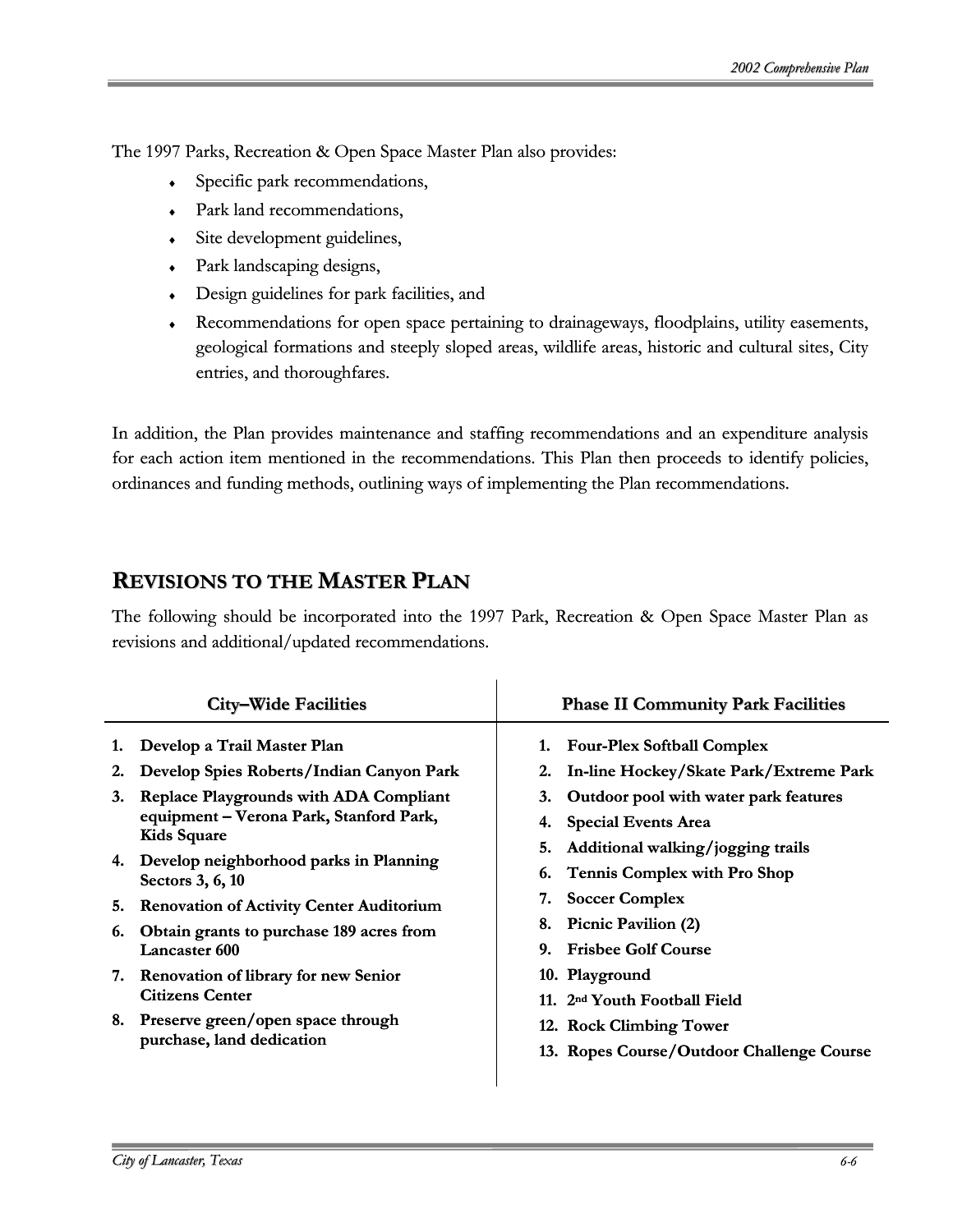The 1997 Parks, Recreation & Open Space Master Plan also provides:

- Specific park recommendations,
- Park land recommendations,
- Site development guidelines,
- Park landscaping designs,
- Design guidelines for park facilities, and
- Recommendations for open space pertaining to drainageways, floodplains, utility easements, geological formations and steeply sloped areas, wildlife areas, historic and cultural sites, City entries, and thoroughfares.

In addition, the Plan provides maintenance and staffing recommendations and an expenditure analysis for each action item mentioned in the recommendations. This Plan then proceeds to identify policies, ordinances and funding methods, outlining ways of implementing the Plan recommendations.

## REVISIONS TO THE MASTER PLAN

The following should be incorporated into the 1997 Park, Recreation & Open Space Master Plan as revisions and additional/updated recommendations.

| City–Wide Facilities | Phase II Community Park Facilities |
|---|---|
| **1. Develop a Trail Master Plan** | **1. Four-Plex Softball Complex** |
| **2. Develop Spies Roberts/Indian Canyon Park** | **2. In-line Hockey/Skate Park/Extreme Park** |
| **3. Replace Playgrounds with ADA Compliant equipment – Verona Park, Stanford Park, Kids Square** | **3. Outdoor pool with water park features** |
| **4. Develop neighborhood parks in Planning Sectors 3, 6, 10** | **4. Special Events Area** |
| **5. Renovation of Activity Center Auditorium** | **5. Additional walking/jogging trails** |
| **6. Obtain grants to purchase 189 acres from Lancaster 600** | **6. Tennis Complex with Pro Shop** |
| **7. Renovation of library for new Senior Citizens Center** | **7. Soccer Complex** |
| **8. Preserve green/open space through purchase, land dedication** | **8. Picnic Pavilion (2)** |
| | **9. Frisbee Golf Course** |
| | **10. Playground** |
| | **11. 2nd Youth Football Field** |
| | **12. Rock Climbing Tower** |
| | **13. Ropes Course/Outdoor Challenge Course** |